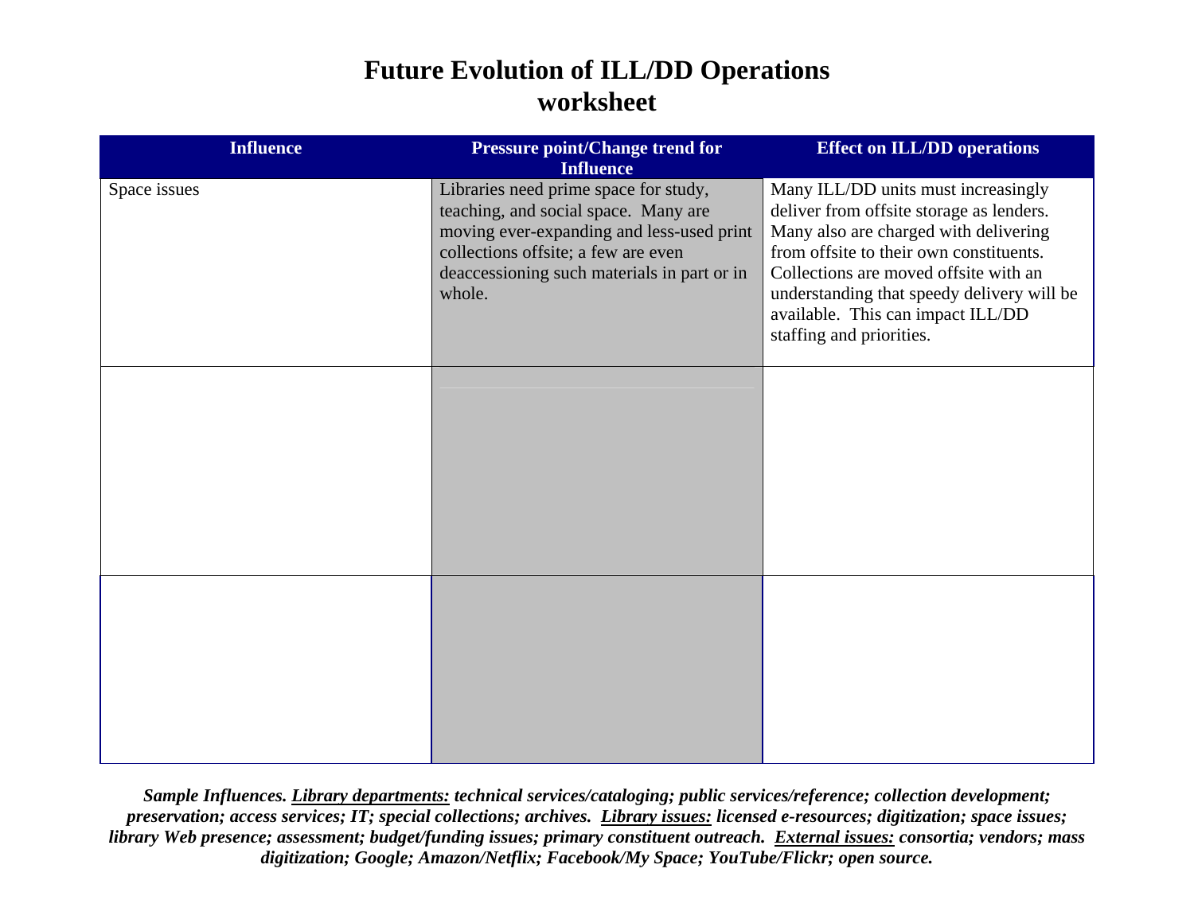# Future Evolution of ILL/DD Operations worksheet

| Influence | Pressure point/Change trend for Influence | Effect on ILL/DD operations |
|---|---|---|
| Space issues | Libraries need prime space for study, teaching, and social space. Many are moving ever-expanding and less-used print collections offsite; a few are even deaccessioning such materials in part or in whole. | Many ILL/DD units must increasingly deliver from offsite storage as lenders. Many also are charged with delivering from offsite to their own constituents. Collections are moved offsite with an understanding that speedy delivery will be available. This can impact ILL/DD staffing and priorities. |
| | | |
| | | |

***Sample Influences. <u>Library departments:</u> technical services/cataloging; public services/reference; collection development; preservation; access services; IT; special collections; archives. <u>Library issues:</u> licensed e-resources; digitization; space issues; library Web presence; assessment; budget/funding issues; primary constituent outreach. <u>External issues:</u> consortia; vendors; mass digitization; Google; Amazon/Netflix; Facebook/My Space; YouTube/Flickr; open source.***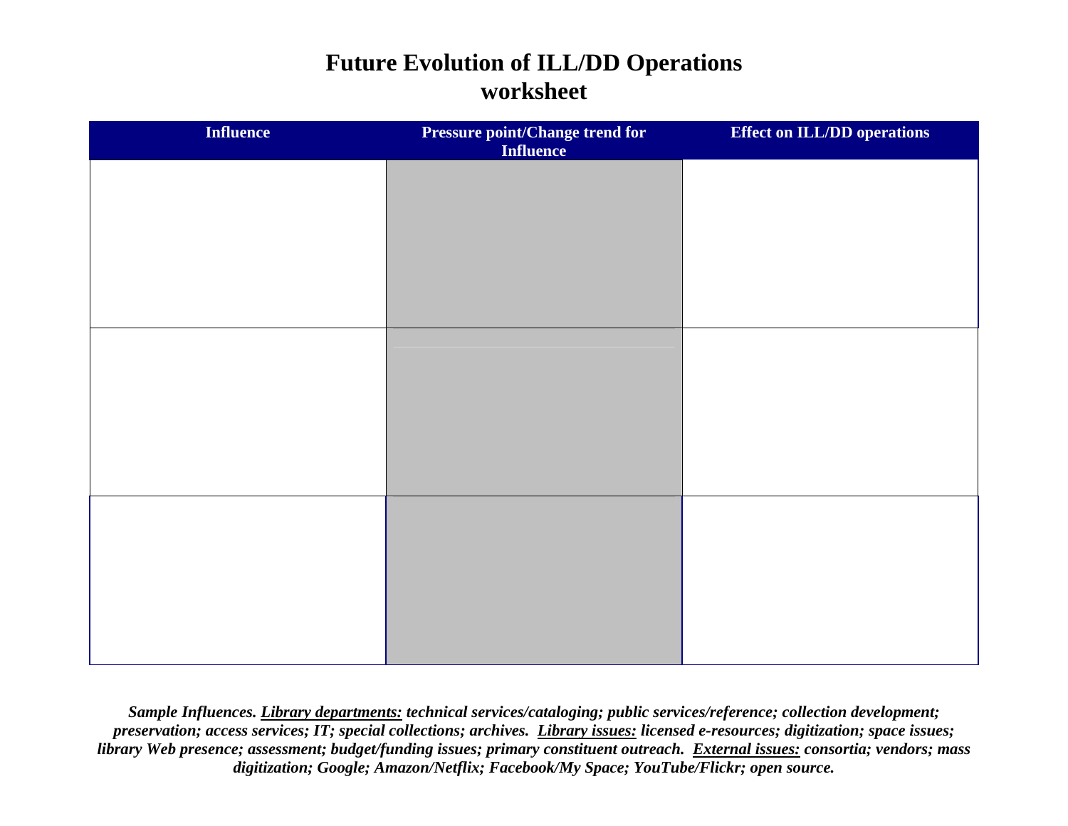# Future Evolution of ILL/DD Operations worksheet

| Influence | Pressure point/Change trend for Influence | Effect on ILL/DD operations |
|---|---|---|
| | | |
| | | |
| | | |

***Sample Influences. Library departments:** technical services/cataloging; public services/reference; collection development; preservation; access services; IT; special collections; archives. **Library issues:** licensed e-resources; digitization; space issues; library Web presence; assessment; budget/funding issues; primary constituent outreach. **External issues:** consortia; vendors; mass digitization; Google; Amazon/Netflix; Facebook/My Space; YouTube/Flickr; open source.*